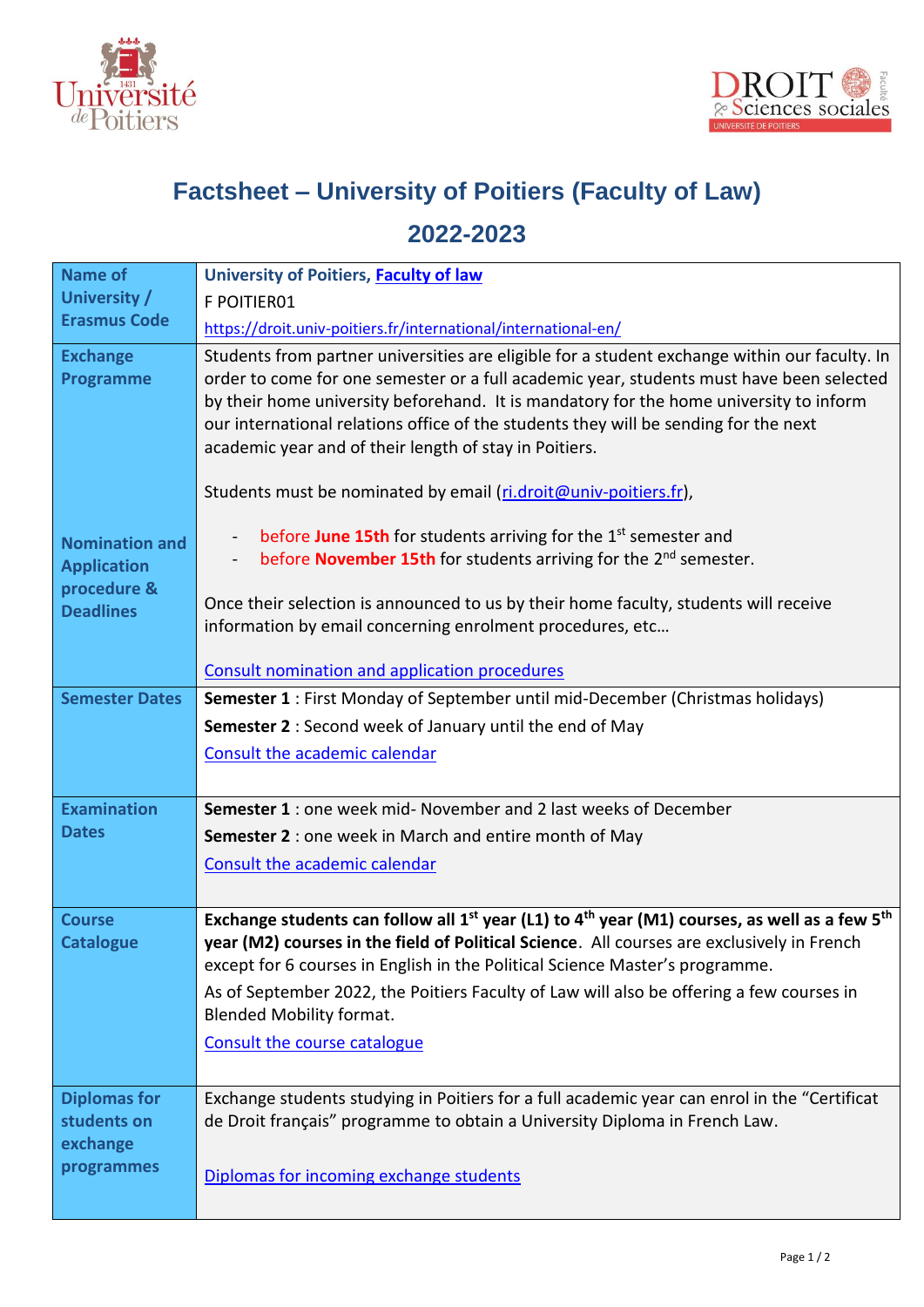# Factsheet – University of Poitiers (Faculty of Law)

## 2022-2023

| | |
|---|---|
| **Name of University / Erasmus Code** | **University of Poitiers, Faculty of law**<br>F POITIER01<br>https://droit.univ-poitiers.fr/international/international-en/ |
| **Exchange Programme**<br><br>**Nomination and Application procedure & Deadlines** | Students from partner universities are eligible for a student exchange within our faculty. In order to come for one semester or a full academic year, students must have been selected by their home university beforehand. It is mandatory for the home university to inform our international relations office of the students they will be sending for the next academic year and of their length of stay in Poitiers.<br><br>Students must be nominated by email (ri.droit@univ-poitiers.fr),<br><br>- before **June 15th** for students arriving for the 1st semester and<br>- before **November 15th** for students arriving for the 2nd semester.<br><br>Once their selection is announced to us by their home faculty, students will receive information by email concerning enrolment procedures, etc…<br><br>Consult nomination and application procedures |
| **Semester Dates** | **Semester 1** : First Monday of September until mid-December (Christmas holidays)<br>**Semester 2** : Second week of January until the end of May<br>Consult the academic calendar |
| **Examination Dates** | **Semester 1** : one week mid- November and 2 last weeks of December<br>**Semester 2** : one week in March and entire month of May<br>Consult the academic calendar |
| **Course Catalogue** | **Exchange students can follow all 1st year (L1) to 4th year (M1) courses, as well as a few 5th year (M2) courses in the field of Political Science**. All courses are exclusively in French except for 6 courses in English in the Political Science Master's programme.<br>As of September 2022, the Poitiers Faculty of Law will also be offering a few courses in Blended Mobility format.<br>Consult the course catalogue |
| **Diplomas for students on exchange programmes** | Exchange students studying in Poitiers for a full academic year can enrol in the "Certificat de Droit français" programme to obtain a University Diploma in French Law.<br><br>Diplomas for incoming exchange students |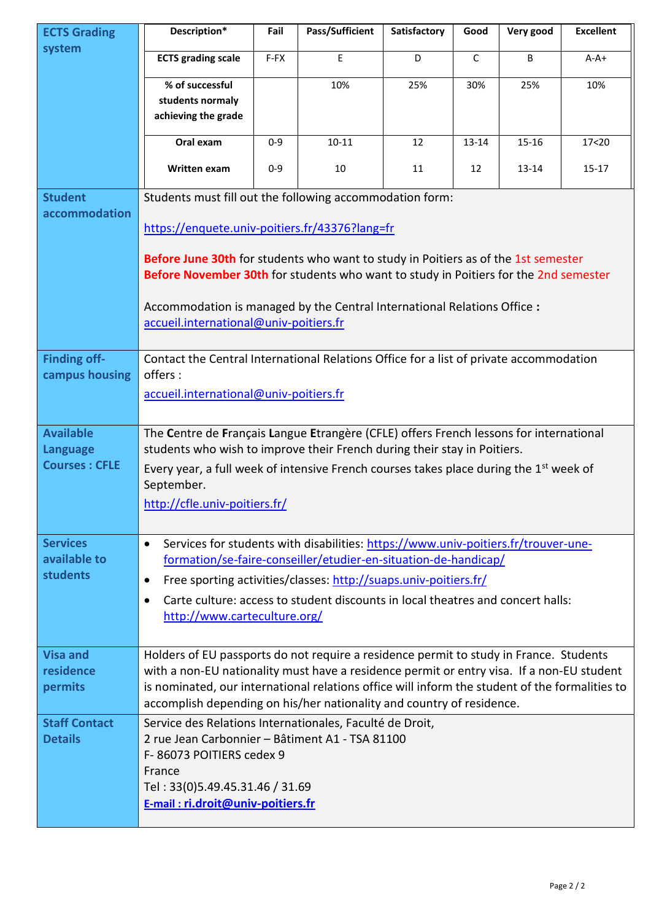| | | | | | | | |
|---|---|---|---|---|---|---|---|
| **ECTS Grading system** | **Description*** | **Fail** | **Pass/Sufficient** | **Satisfactory** | **Good** | **Very good** | **Excellent** |
| | **ECTS grading scale** | F-FX | E | D | C | B | A-A+ |
| | **% of successful students normaly achieving the grade** | | 10% | 25% | 30% | 25% | 10% |
| | **Oral exam** | 0-9 | 10-11 | 12 | 13-14 | 15-16 | 17<20 |
| | **Written exam** | 0-9 | 10 | 11 | 12 | 13-14 | 15-17 |

**Student accommodation**

Students must fill out the following accommodation form:

https://enquete.univ-poitiers.fr/43376?lang=fr

**Before June 30th** for students who want to study in Poitiers as of the 1st semester
**Before November 30th** for students who want to study in Poitiers for the 2nd semester

Accommodation is managed by the Central International Relations Office **:**
accueil.international@univ-poitiers.fr

**Finding off-campus housing**

Contact the Central International Relations Office for a list of private accommodation offers :

accueil.international@univ-poitiers.fr

**Available Language Courses : CFLE**

The **C**entre de **F**rançais **L**angue **E**trangère (CFLE) offers French lessons for international students who wish to improve their French during their stay in Poitiers.

Every year, a full week of intensive French courses takes place during the 1st week of September.

http://cfle.univ-poitiers.fr/

**Services available to students**

- Services for students with disabilities: https://www.univ-poitiers.fr/trouver-une-formation/se-faire-conseiller/etudier-en-situation-de-handicap/
- Free sporting activities/classes: http://suaps.univ-poitiers.fr/
- Carte culture: access to student discounts in local theatres and concert halls: http://www.carteculture.org/

**Visa and residence permits**

Holders of EU passports do not require a residence permit to study in France. Students with a non-EU nationality must have a residence permit or entry visa. If a non-EU student is nominated, our international relations office will inform the student of the formalities to accomplish depending on his/her nationality and country of residence.

**Staff Contact Details**

Service des Relations Internationales, Faculté de Droit,
2 rue Jean Carbonnier – Bâtiment A1 - TSA 81100
F- 86073 POITIERS cedex 9
France
Tel : 33(0)5.49.45.31.46 / 31.69
**E-mail : ri.droit@univ-poitiers.fr**